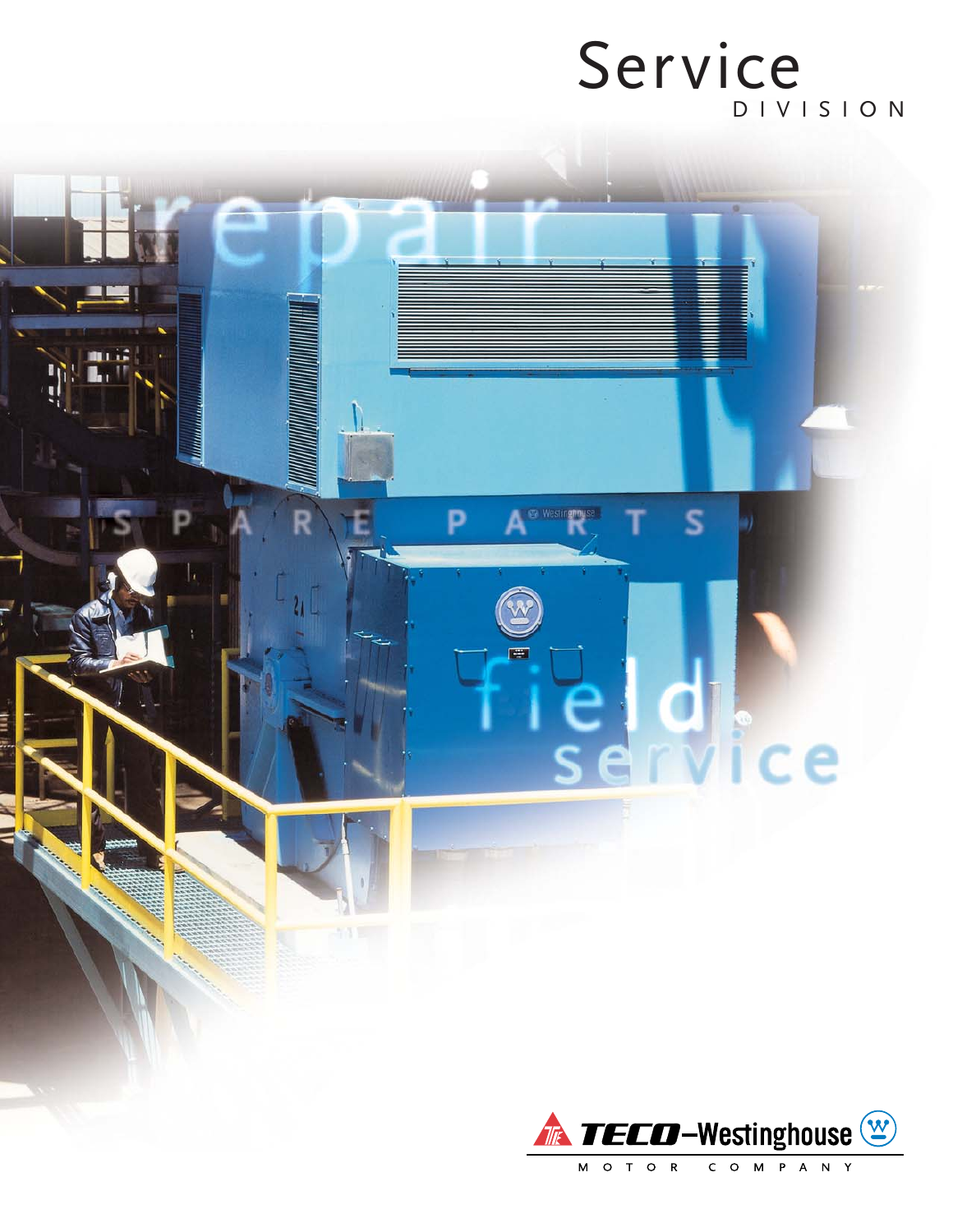# Service
DIVISION

repair

SPARE PARTS

field service

TECO–Westinghouse

MOTOR COMPANY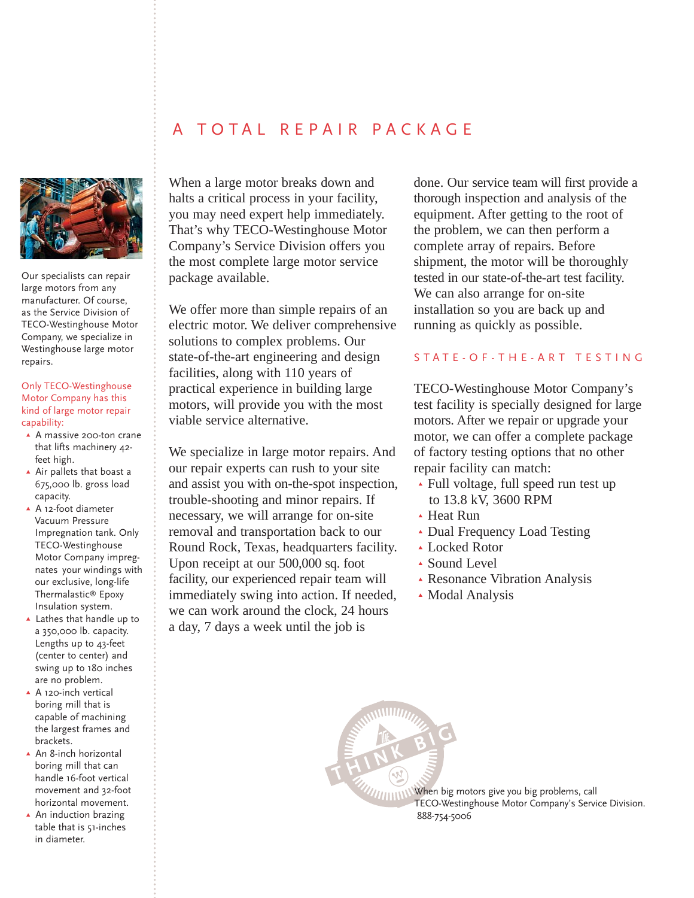# A TOTAL REPAIR PACKAGE

Our specialists can repair large motors from any manufacturer. Of course, as the Service Division of TECO-Westinghouse Motor Company, we specialize in Westinghouse large motor repairs.

Only TECO-Westinghouse Motor Company has this kind of large motor repair capability:

- A massive 200-ton crane that lifts machinery 42-feet high.
- Air pallets that boast a 675,000 lb. gross load capacity.
- A 12-foot diameter Vacuum Pressure Impregnation tank. Only TECO-Westinghouse Motor Company impregnates your windings with our exclusive, long-life Thermalastic® Epoxy Insulation system.
- Lathes that handle up to a 350,000 lb. capacity. Lengths up to 43-feet (center to center) and swing up to 180 inches are no problem.
- A 120-inch vertical boring mill that is capable of machining the largest frames and brackets.
- An 8-inch horizontal boring mill that can handle 16-foot vertical movement and 32-foot horizontal movement.
- An induction brazing table that is 51-inches in diameter.

When a large motor breaks down and halts a critical process in your facility, you may need expert help immediately. That's why TECO-Westinghouse Motor Company's Service Division offers you the most complete large motor service package available.

We offer more than simple repairs of an electric motor. We deliver comprehensive solutions to complex problems. Our state-of-the-art engineering and design facilities, along with 110 years of practical experience in building large motors, will provide you with the most viable service alternative.

We specialize in large motor repairs. And our repair experts can rush to your site and assist you with on-the-spot inspection, trouble-shooting and minor repairs. If necessary, we will arrange for on-site removal and transportation back to our Round Rock, Texas, headquarters facility. Upon receipt at our 500,000 sq. foot facility, our experienced repair team will immediately swing into action. If needed, we can work around the clock, 24 hours a day, 7 days a week until the job is done. Our service team will first provide a thorough inspection and analysis of the equipment. After getting to the root of the problem, we can then perform a complete array of repairs. Before shipment, the motor will be thoroughly tested in our state-of-the-art test facility. We can also arrange for on-site installation so you are back up and running as quickly as possible.

## STATE-OF-THE-ART TESTING

TECO-Westinghouse Motor Company's test facility is specially designed for large motors. After we repair or upgrade your motor, we can offer a complete package of factory testing options that no other repair facility can match:

- Full voltage, full speed run test up to 13.8 kV, 3600 RPM
- Heat Run
- Dual Frequency Load Testing
- Locked Rotor
- Sound Level
- Resonance Vibration Analysis
- Modal Analysis

THINK BIG

When big motors give you big problems, call TECO-Westinghouse Motor Company's Service Division. 888-754-5006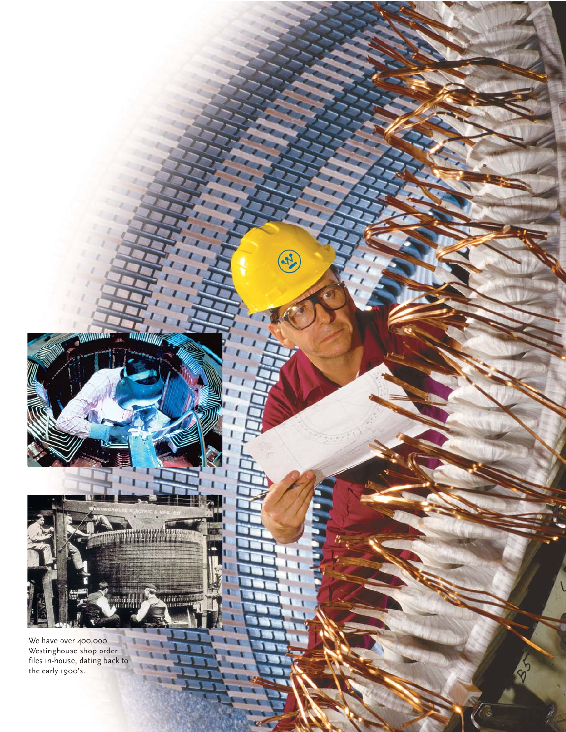We have over 400,000 Westinghouse shop order files in-house, dating back to the early 1900's.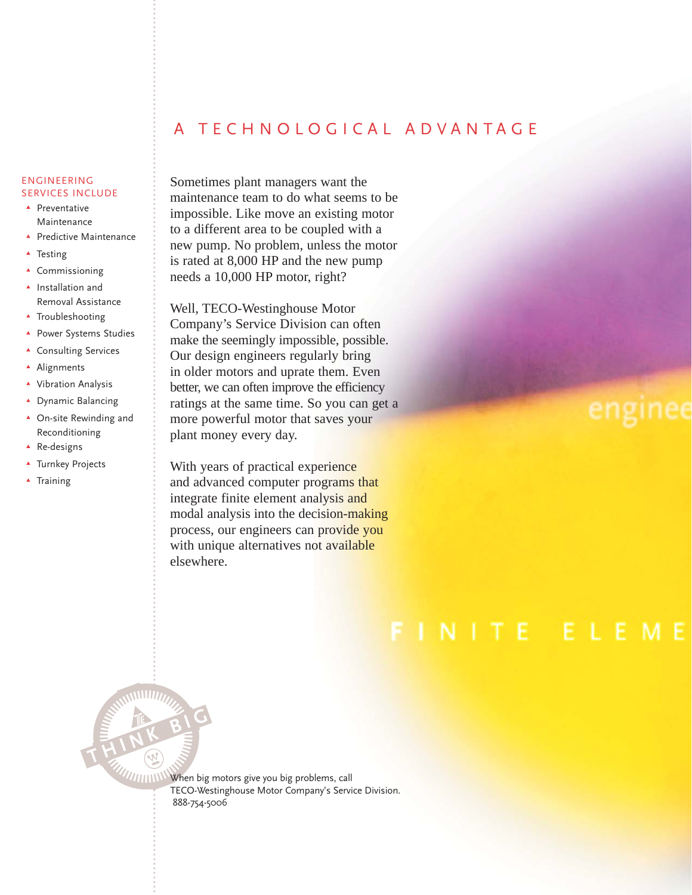# A TECHNOLOGICAL ADVANTAGE

Sometimes plant managers want the maintenance team to do what seems to be impossible. Like move an existing motor to a different area to be coupled with a new pump. No problem, unless the motor is rated at 8,000 HP and the new pump needs a 10,000 HP motor, right?

Well, TECO-Westinghouse Motor Company's Service Division can often make the seemingly impossible, possible. Our design engineers regularly bring in older motors and uprate them. Even better, we can often improve the efficiency ratings at the same time. So you can get a more powerful motor that saves your plant money every day.

With years of practical experience and advanced computer programs that integrate finite element analysis and modal analysis into the decision-making process, our engineers can provide you with unique alternatives not available elsewhere.

## ENGINEERING SERVICES INCLUDE

- Preventative Maintenance
- Predictive Maintenance
- Testing
- Commissioning
- Installation and Removal Assistance
- Troubleshooting
- Power Systems Studies
- Consulting Services
- Alignments
- Vibration Analysis
- Dynamic Balancing
- On-site Rewinding and Reconditioning
- Re-designs
- Turnkey Projects
- Training

enginee

FINITE ELEME

THINK BIG

When big motors give you big problems, call TECO-Westinghouse Motor Company's Service Division.
888-754-5006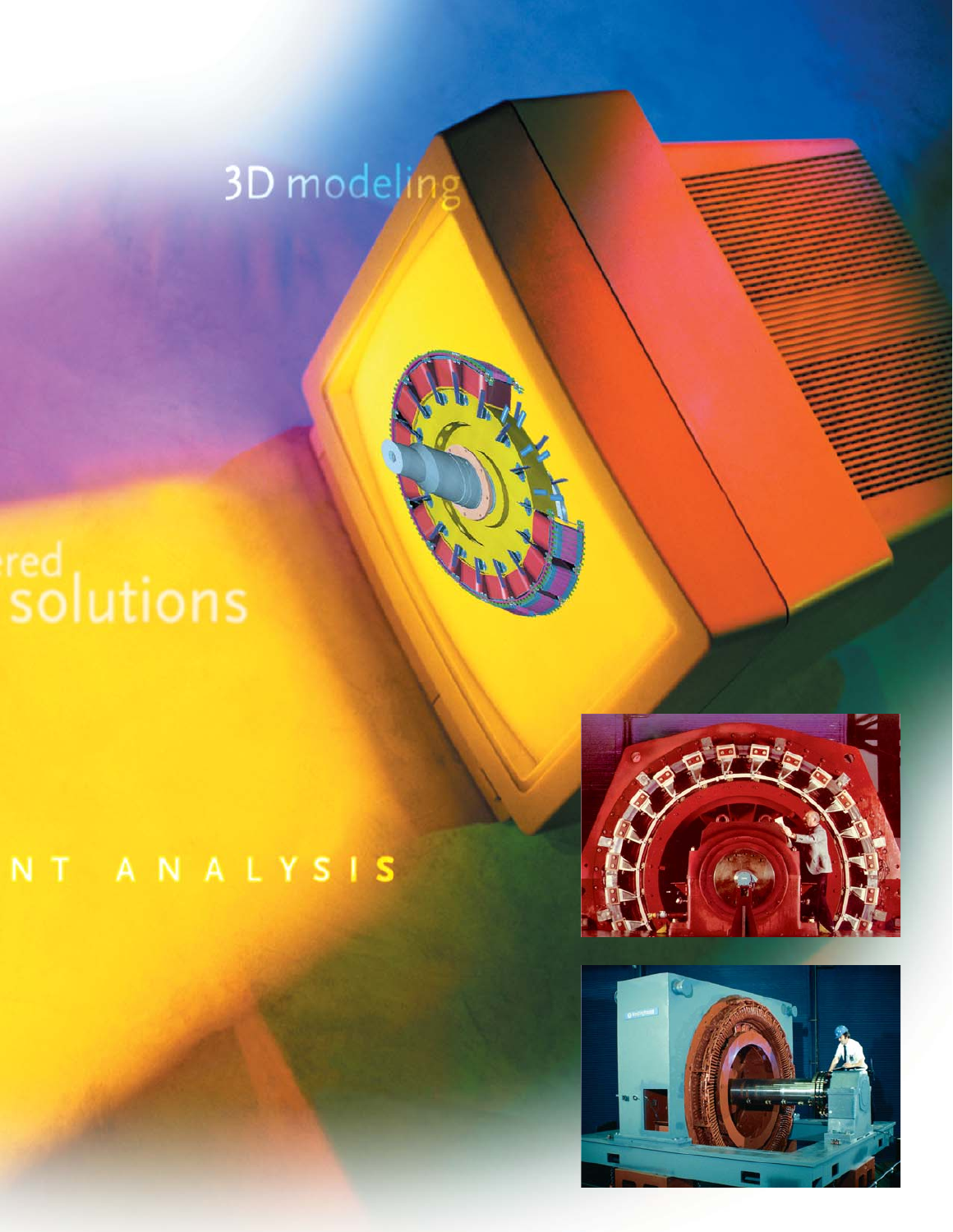3D modeling

ered
solutions

NT ANALYSIS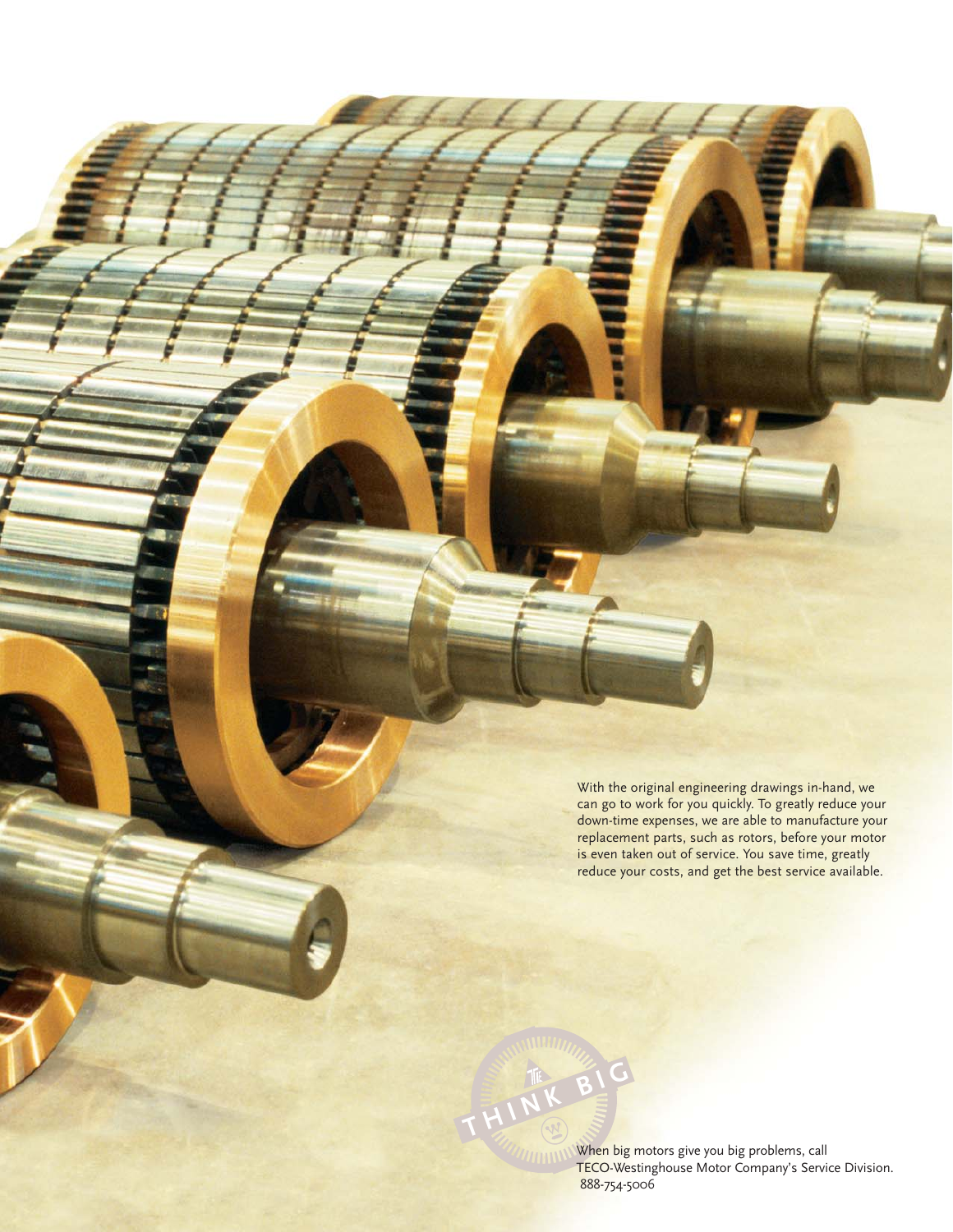With the original engineering drawings in-hand, we can go to work for you quickly. To greatly reduce your down-time expenses, we are able to manufacture your replacement parts, such as rotors, before your motor is even taken out of service. You save time, greatly reduce your costs, and get the best service available.

THINK BIG

When big motors give you big problems, call TECO-Westinghouse Motor Company's Service Division. 888-754-5006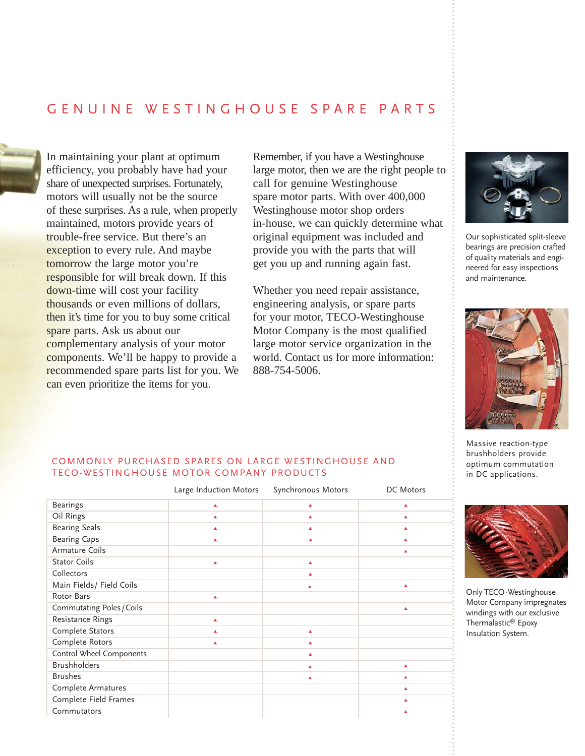# GENUINE WESTINGHOUSE SPARE PARTS

In maintaining your plant at optimum efficiency, you probably have had your share of unexpected surprises. Fortunately, motors will usually not be the source of these surprises. As a rule, when properly maintained, motors provide years of trouble-free service. But there's an exception to every rule. And maybe tomorrow the large motor you're responsible for will break down. If this down-time will cost your facility thousands or even millions of dollars, then it's time for you to buy some critical spare parts. Ask us about our complementary analysis of your motor components. We'll be happy to provide a recommended spare parts list for you. We can even prioritize the items for you.

Remember, if you have a Westinghouse large motor, then we are the right people to call for genuine Westinghouse spare motor parts. With over 400,000 Westinghouse motor shop orders in-house, we can quickly determine what original equipment was included and provide you with the parts that will get you up and running again fast.

Whether you need repair assistance, engineering analysis, or spare parts for your motor, TECO-Westinghouse Motor Company is the most qualified large motor service organization in the world. Contact us for more information: 888-754-5006.

Our sophisticated split-sleeve bearings are precision crafted of quality materials and engineered for easy inspections and maintenance.

Massive reaction-type brushholders provide optimum commutation in DC applications.

Only TECO-Westinghouse Motor Company impregnates windings with our exclusive Thermalastic® Epoxy Insulation System.

## COMMONLY PURCHASED SPARES ON LARGE WESTINGHOUSE AND TECO-WESTINGHOUSE MOTOR COMPANY PRODUCTS

| | Large Induction Motors | Synchronous Motors | DC Motors |
|---|---|---|---|
| Bearings | ▲ | ▲ | ▲ |
| Oil Rings | ▲ | ▲ | ▲ |
| Bearing Seals | ▲ | ▲ | ▲ |
| Bearing Caps | ▲ | ▲ | ▲ |
| Armature Coils | | | ▲ |
| Stator Coils | ▲ | ▲ | |
| Collectors | | ▲ | |
| Main Fields/ Field Coils | | ▲ | ▲ |
| Rotor Bars | ▲ | | |
| Commutating Poles/Coils | | | ▲ |
| Resistance Rings | ▲ | | |
| Complete Stators | ▲ | ▲ | |
| Complete Rotors | ▲ | ▲ | |
| Control Wheel Components | | ▲ | |
| Brushholders | | ▲ | ▲ |
| Brushes | | ▲ | ▲ |
| Complete Armatures | | | ▲ |
| Complete Field Frames | | | ▲ |
| Commutators | | | ▲ |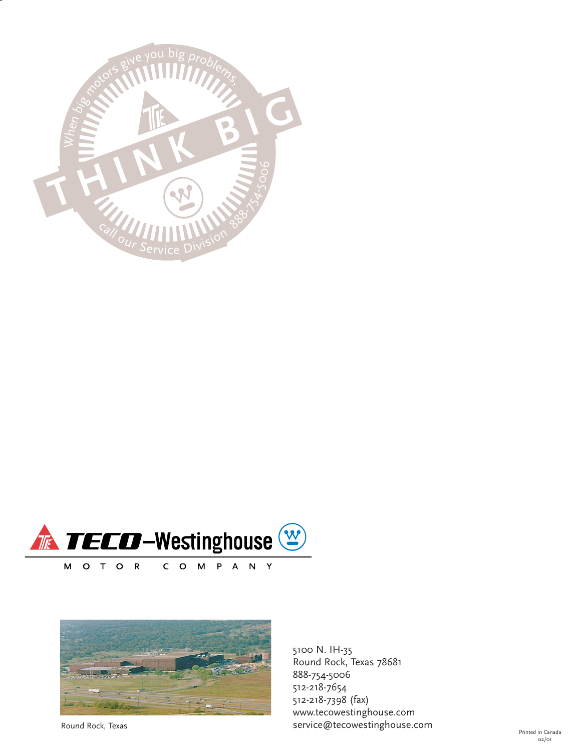When big motors give you big problems,

THINK BIG

call our Service Division 888-754-5006

TECO–Westinghouse

MOTOR COMPANY

Round Rock, Texas

5100 N. IH-35
Round Rock, Texas 78681
888-754-5006
512-218-7654
512-218-7398 (fax)
www.tecowestinghouse.com
service@tecowestinghouse.com

Printed in Canada
02/01